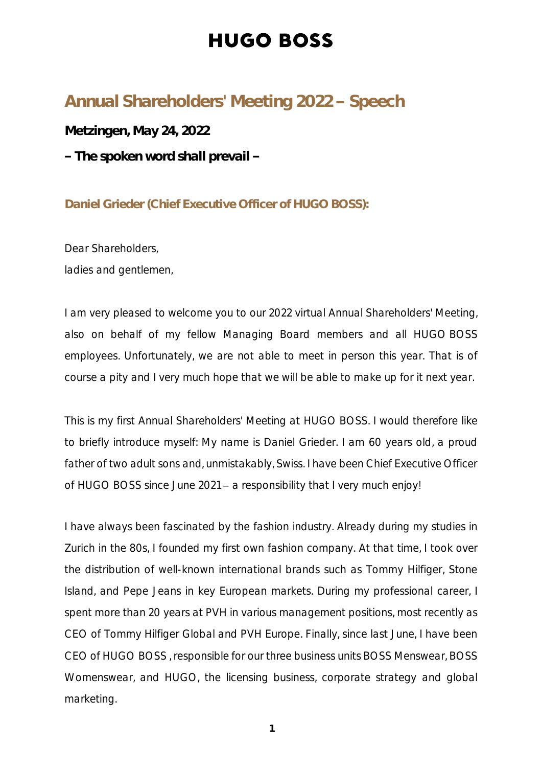# HUGO BOSS

## Annual Shareholders' Meeting 2022 – Speech

**Metzingen, May 24, 2022**

**– The spoken word shall prevail –**

### Daniel Grieder (Chief Executive Officer of HUGO BOSS):

Dear Shareholders,
ladies and gentlemen,

I am very pleased to welcome you to our 2022 virtual Annual Shareholders' Meeting, also on behalf of my fellow Managing Board members and all HUGO BOSS employees. Unfortunately, we are not able to meet in person this year. That is of course a pity and I very much hope that we will be able to make up for it next year.

This is my first Annual Shareholders' Meeting at HUGO BOSS. I would therefore like to briefly introduce myself: My name is Daniel Grieder. I am 60 years old, a proud father of two adult sons and, unmistakably, Swiss. I have been Chief Executive Officer of HUGO BOSS since June 2021 – a responsibility that I very much enjoy!

I have always been fascinated by the fashion industry. Already during my studies in Zurich in the 80s, I founded my first own fashion company. At that time, I took over the distribution of well-known international brands such as Tommy Hilfiger, Stone Island, and Pepe Jeans in key European markets. During my professional career, I spent more than 20 years at PVH in various management positions, most recently as CEO of Tommy Hilfiger Global and PVH Europe. Finally, since last June, I have been CEO of HUGO BOSS, responsible for our three business units BOSS Menswear, BOSS Womenswear, and HUGO, the licensing business, corporate strategy and global marketing.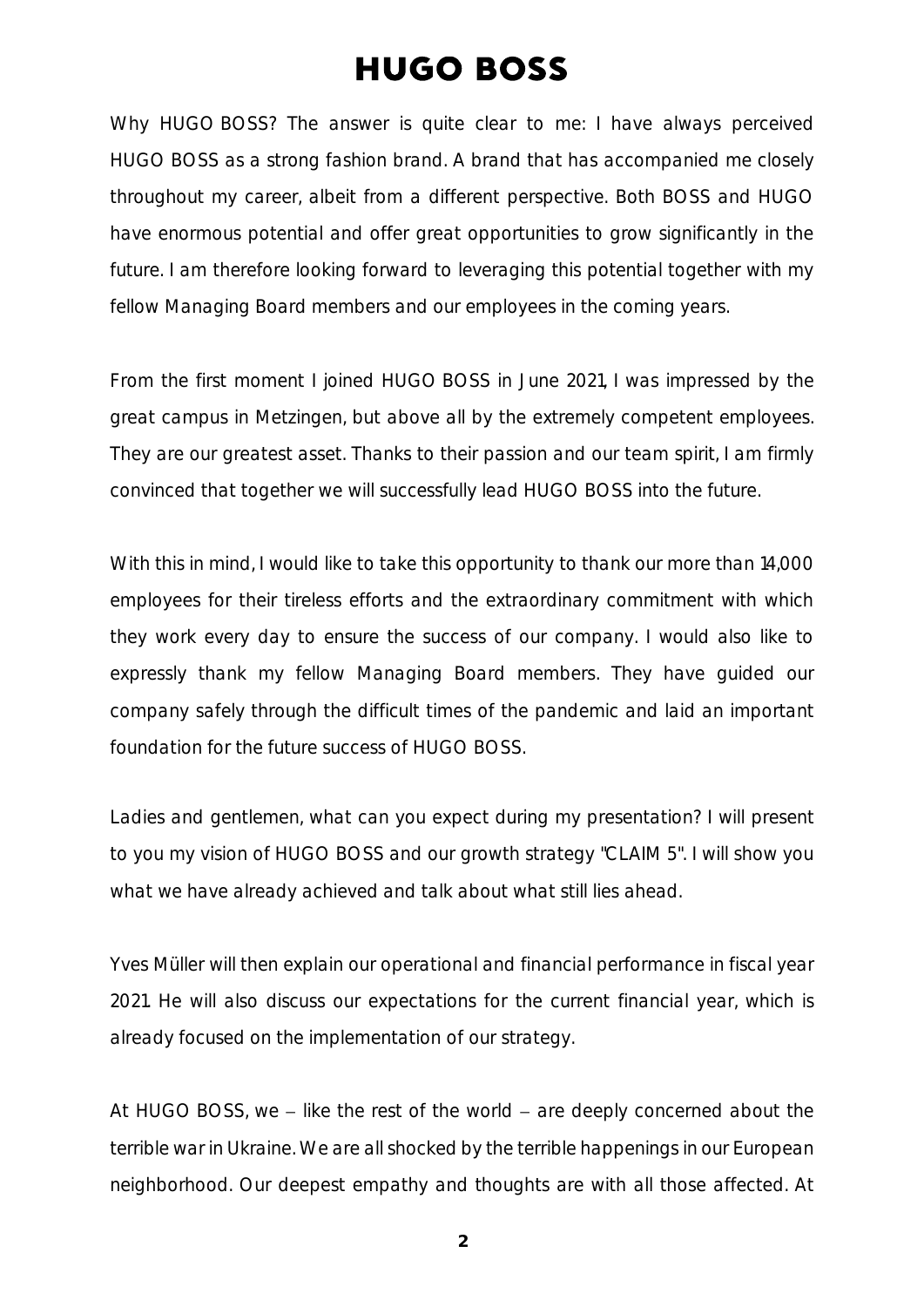Why HUGO BOSS? The answer is quite clear to me: I have always perceived HUGO BOSS as a strong fashion brand. A brand that has accompanied me closely throughout my career, albeit from a different perspective. Both BOSS and HUGO have enormous potential and offer great opportunities to grow significantly in the future. I am therefore looking forward to leveraging this potential together with my fellow Managing Board members and our employees in the coming years.

From the first moment I joined HUGO BOSS in June 2021, I was impressed by the great campus in Metzingen, but above all by the extremely competent employees. They are our greatest asset. Thanks to their passion and our team spirit, I am firmly convinced that together we will successfully lead HUGO BOSS into the future.

With this in mind, I would like to take this opportunity to thank our more than 14,000 employees for their tireless efforts and the extraordinary commitment with which they work every day to ensure the success of our company. I would also like to expressly thank my fellow Managing Board members. They have guided our company safely through the difficult times of the pandemic and laid an important foundation for the future success of HUGO BOSS.

Ladies and gentlemen, what can you expect during my presentation? I will present to you my vision of HUGO BOSS and our growth strategy "CLAIM 5". I will show you what we have already achieved and talk about what still lies ahead.

Yves Müller will then explain our operational and financial performance in fiscal year 2021. He will also discuss our expectations for the current financial year, which is already focused on the implementation of our strategy.

At HUGO BOSS, we – like the rest of the world – are deeply concerned about the terrible war in Ukraine. We are all shocked by the terrible happenings in our European neighborhood. Our deepest empathy and thoughts are with all those affected. At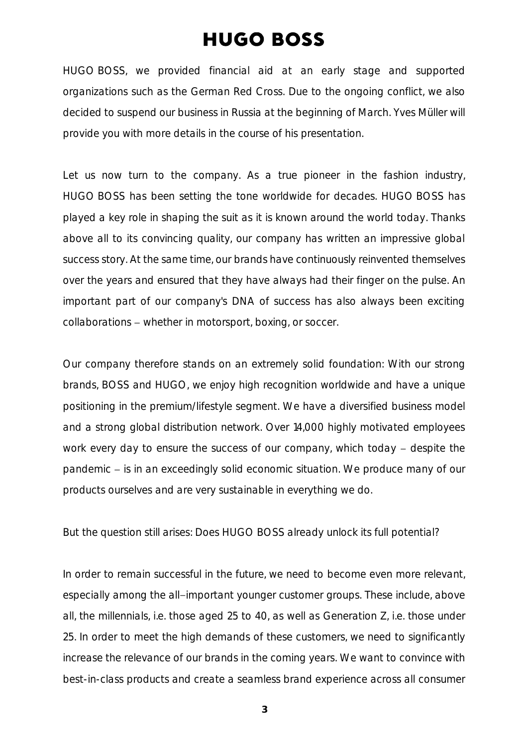HUGO BOSS, we provided financial aid at an early stage and supported organizations such as the German Red Cross. Due to the ongoing conflict, we also decided to suspend our business in Russia at the beginning of March. Yves Müller will provide you with more details in the course of his presentation.

Let us now turn to the company. As a true pioneer in the fashion industry, HUGO BOSS has been setting the tone worldwide for decades. HUGO BOSS has played a key role in shaping the suit as it is known around the world today. Thanks above all to its convincing quality, our company has written an impressive global success story. At the same time, our brands have continuously reinvented themselves over the years and ensured that they have always had their finger on the pulse. An important part of our company's DNA of success has also always been exciting collaborations – whether in motorsport, boxing, or soccer.

Our company therefore stands on an extremely solid foundation: With our strong brands, BOSS and HUGO, we enjoy high recognition worldwide and have a unique positioning in the premium/lifestyle segment. We have a diversified business model and a strong global distribution network. Over 14,000 highly motivated employees work every day to ensure the success of our company, which today – despite the pandemic – is in an exceedingly solid economic situation. We produce many of our products ourselves and are very sustainable in everything we do.

But the question still arises: Does HUGO BOSS already unlock its full potential?

In order to remain successful in the future, we need to become even more relevant, especially among the all-important younger customer groups. These include, above all, the millennials, i.e. those aged 25 to 40, as well as Generation Z, i.e. those under 25. In order to meet the high demands of these customers, we need to significantly increase the relevance of our brands in the coming years. We want to convince with best-in-class products and create a seamless brand experience across all consumer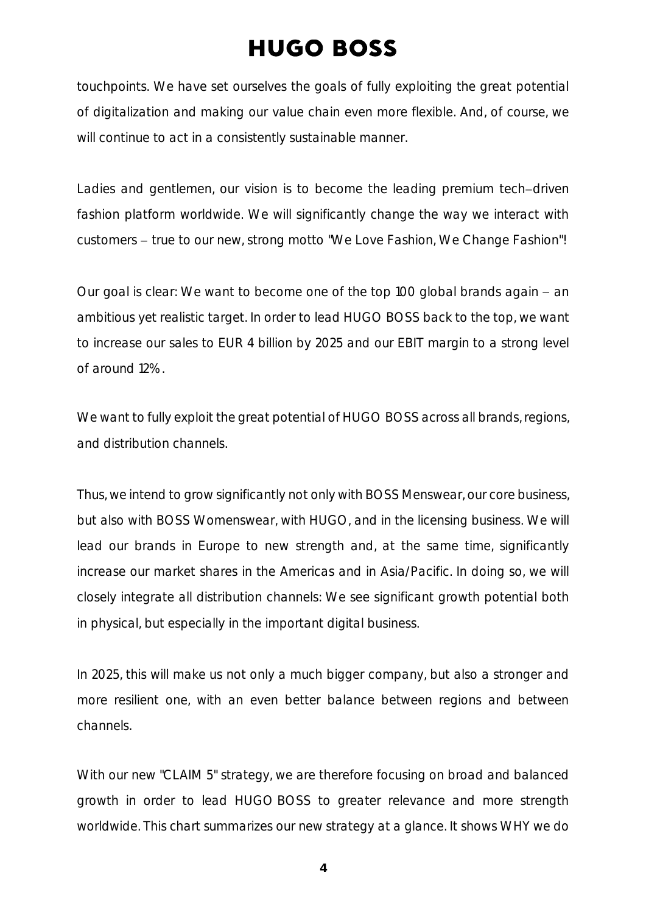touchpoints. We have set ourselves the goals of fully exploiting the great potential of digitalization and making our value chain even more flexible. And, of course, we will continue to act in a consistently sustainable manner.

Ladies and gentlemen, our vision is to become the leading premium tech–driven fashion platform worldwide. We will significantly change the way we interact with customers – true to our new, strong motto "We Love Fashion, We Change Fashion"!

Our goal is clear: We want to become one of the top 100 global brands again – an ambitious yet realistic target. In order to lead HUGO BOSS back to the top, we want to increase our sales to EUR 4 billion by 2025 and our EBIT margin to a strong level of around 12%.

We want to fully exploit the great potential of HUGO BOSS across all brands, regions, and distribution channels.

Thus, we intend to grow significantly not only with BOSS Menswear, our core business, but also with BOSS Womenswear, with HUGO, and in the licensing business. We will lead our brands in Europe to new strength and, at the same time, significantly increase our market shares in the Americas and in Asia/Pacific. In doing so, we will closely integrate all distribution channels: We see significant growth potential both in physical, but especially in the important digital business.

In 2025, this will make us not only a much bigger company, but also a stronger and more resilient one, with an even better balance between regions and between channels.

With our new "CLAIM 5" strategy, we are therefore focusing on broad and balanced growth in order to lead HUGO BOSS to greater relevance and more strength worldwide. This chart summarizes our new strategy at a glance. It shows WHY we do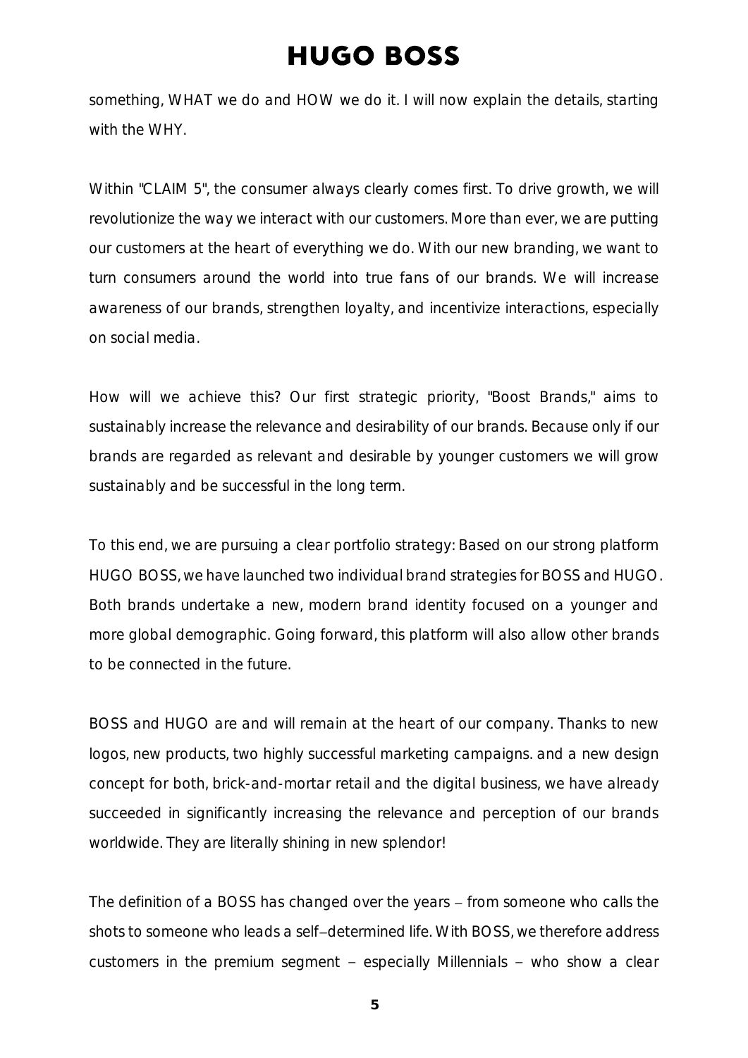something, WHAT we do and HOW we do it. I will now explain the details, starting with the WHY.

Within "CLAIM 5", the consumer always clearly comes first. To drive growth, we will revolutionize the way we interact with our customers. More than ever, we are putting our customers at the heart of everything we do. With our new branding, we want to turn consumers around the world into true fans of our brands. We will increase awareness of our brands, strengthen loyalty, and incentivize interactions, especially on social media.

How will we achieve this? Our first strategic priority, "Boost Brands," aims to sustainably increase the relevance and desirability of our brands. Because only if our brands are regarded as relevant and desirable by younger customers we will grow sustainably and be successful in the long term.

To this end, we are pursuing a clear portfolio strategy: Based on our strong platform HUGO BOSS, we have launched two individual brand strategies for BOSS and HUGO. Both brands undertake a new, modern brand identity focused on a younger and more global demographic. Going forward, this platform will also allow other brands to be connected in the future.

BOSS and HUGO are and will remain at the heart of our company. Thanks to new logos, new products, two highly successful marketing campaigns. and a new design concept for both, brick-and-mortar retail and the digital business, we have already succeeded in significantly increasing the relevance and perception of our brands worldwide. They are literally shining in new splendor!

The definition of a BOSS has changed over the years – from someone who calls the shots to someone who leads a self–determined life. With BOSS, we therefore address customers in the premium segment – especially Millennials – who show a clear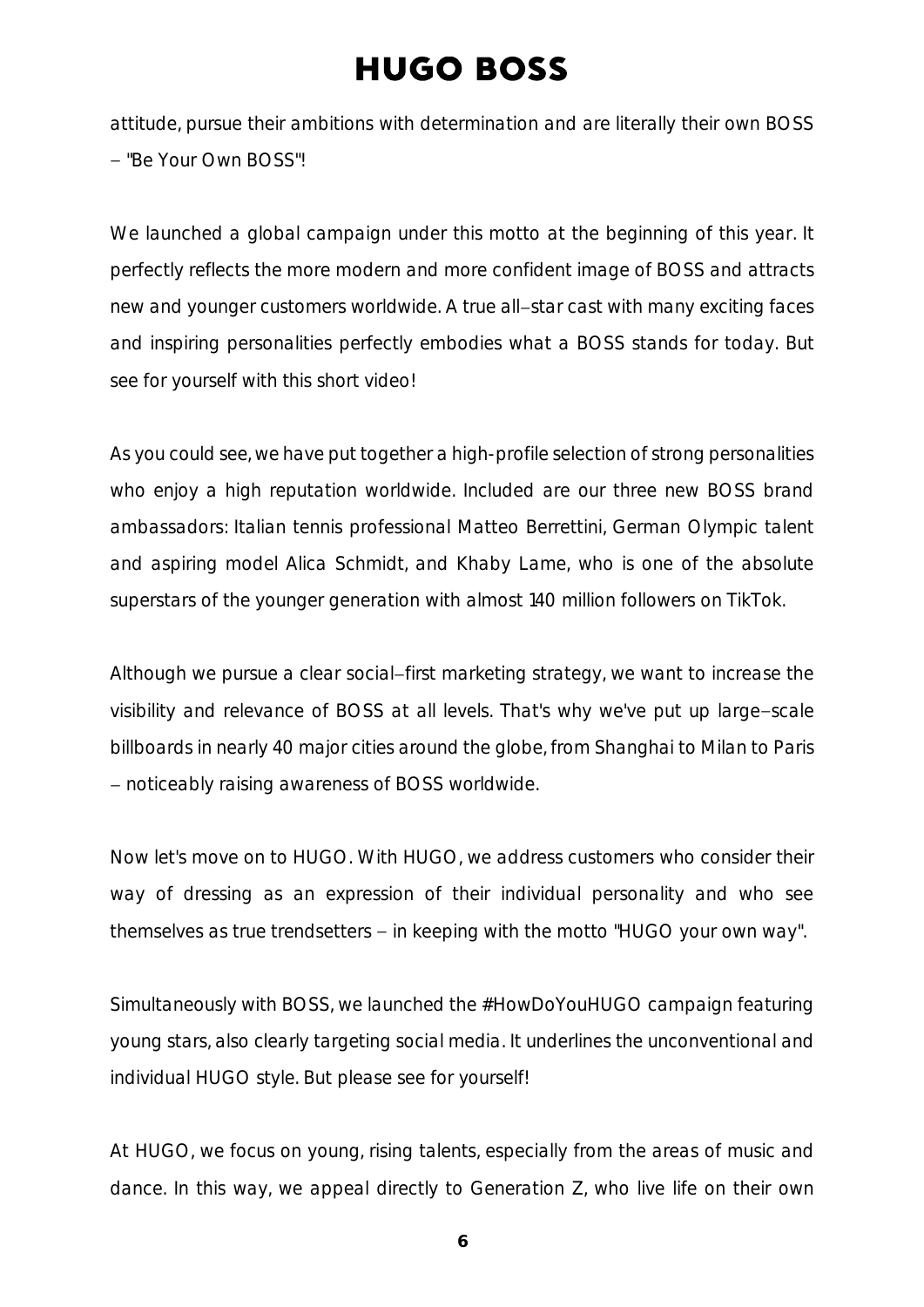attitude, pursue their ambitions with determination and are literally their own BOSS – "Be Your Own BOSS"!

We launched a global campaign under this motto at the beginning of this year. It perfectly reflects the more modern and more confident image of BOSS and attracts new and younger customers worldwide. A true all–star cast with many exciting faces and inspiring personalities perfectly embodies what a BOSS stands for today. But see for yourself with this short video!

As you could see, we have put together a high-profile selection of strong personalities who enjoy a high reputation worldwide. Included are our three new BOSS brand ambassadors: Italian tennis professional Matteo Berrettini, German Olympic talent and aspiring model Alica Schmidt, and Khaby Lame, who is one of the absolute superstars of the younger generation with almost 140 million followers on TikTok.

Although we pursue a clear social–first marketing strategy, we want to increase the visibility and relevance of BOSS at all levels. That's why we've put up large–scale billboards in nearly 40 major cities around the globe, from Shanghai to Milan to Paris – noticeably raising awareness of BOSS worldwide.

Now let's move on to HUGO. With HUGO, we address customers who consider their way of dressing as an expression of their individual personality and who see themselves as true trendsetters – in keeping with the motto "HUGO your own way".

Simultaneously with BOSS, we launched the #HowDoYouHUGO campaign featuring young stars, also clearly targeting social media. It underlines the unconventional and individual HUGO style. But please see for yourself!

At HUGO, we focus on young, rising talents, especially from the areas of music and dance. In this way, we appeal directly to Generation Z, who live life on their own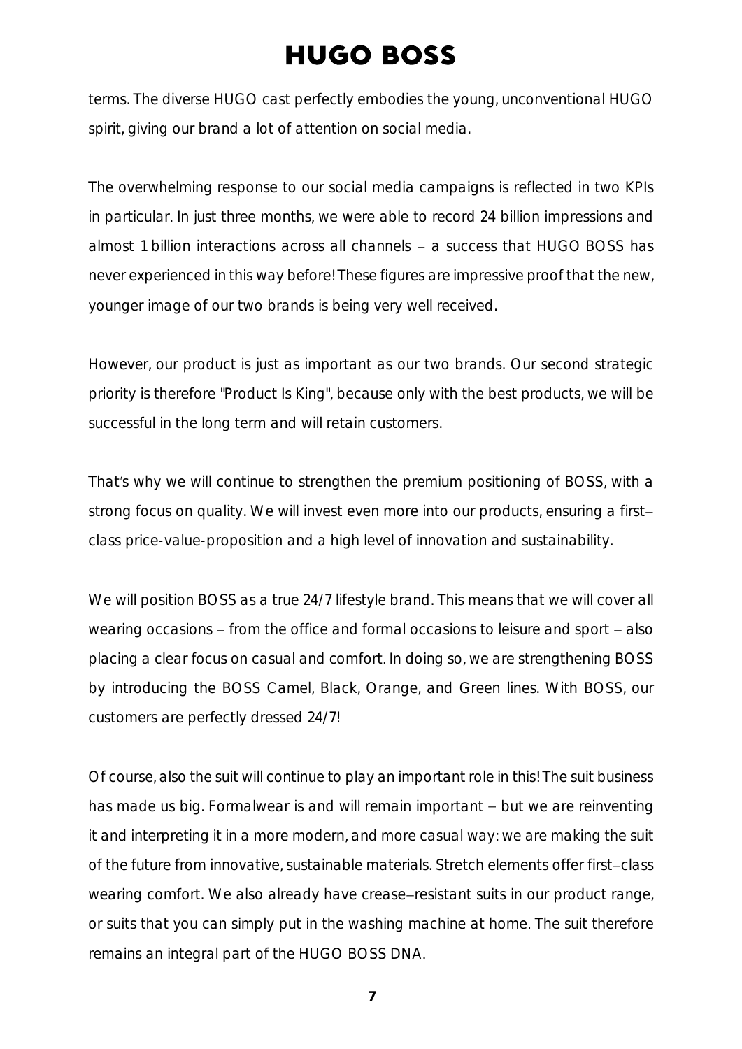terms. The diverse HUGO cast perfectly embodies the young, unconventional HUGO spirit, giving our brand a lot of attention on social media.

The overwhelming response to our social media campaigns is reflected in two KPIs in particular. In just three months, we were able to record 24 billion impressions and almost 1 billion interactions across all channels – a success that HUGO BOSS has never experienced in this way before! These figures are impressive proof that the new, younger image of our two brands is being very well received.

However, our product is just as important as our two brands. Our second strategic priority is therefore "Product Is King", because only with the best products, we will be successful in the long term and will retain customers.

That's why we will continue to strengthen the premium positioning of BOSS, with a strong focus on quality. We will invest even more into our products, ensuring a first-class price-value-proposition and a high level of innovation and sustainability.

We will position BOSS as a true 24/7 lifestyle brand. This means that we will cover all wearing occasions – from the office and formal occasions to leisure and sport – also placing a clear focus on casual and comfort. In doing so, we are strengthening BOSS by introducing the BOSS Camel, Black, Orange, and Green lines. With BOSS, our customers are perfectly dressed 24/7!

Of course, also the suit will continue to play an important role in this! The suit business has made us big. Formalwear is and will remain important – but we are reinventing it and interpreting it in a more modern, and more casual way: we are making the suit of the future from innovative, sustainable materials. Stretch elements offer first-class wearing comfort. We also already have crease-resistant suits in our product range, or suits that you can simply put in the washing machine at home. The suit therefore remains an integral part of the HUGO BOSS DNA.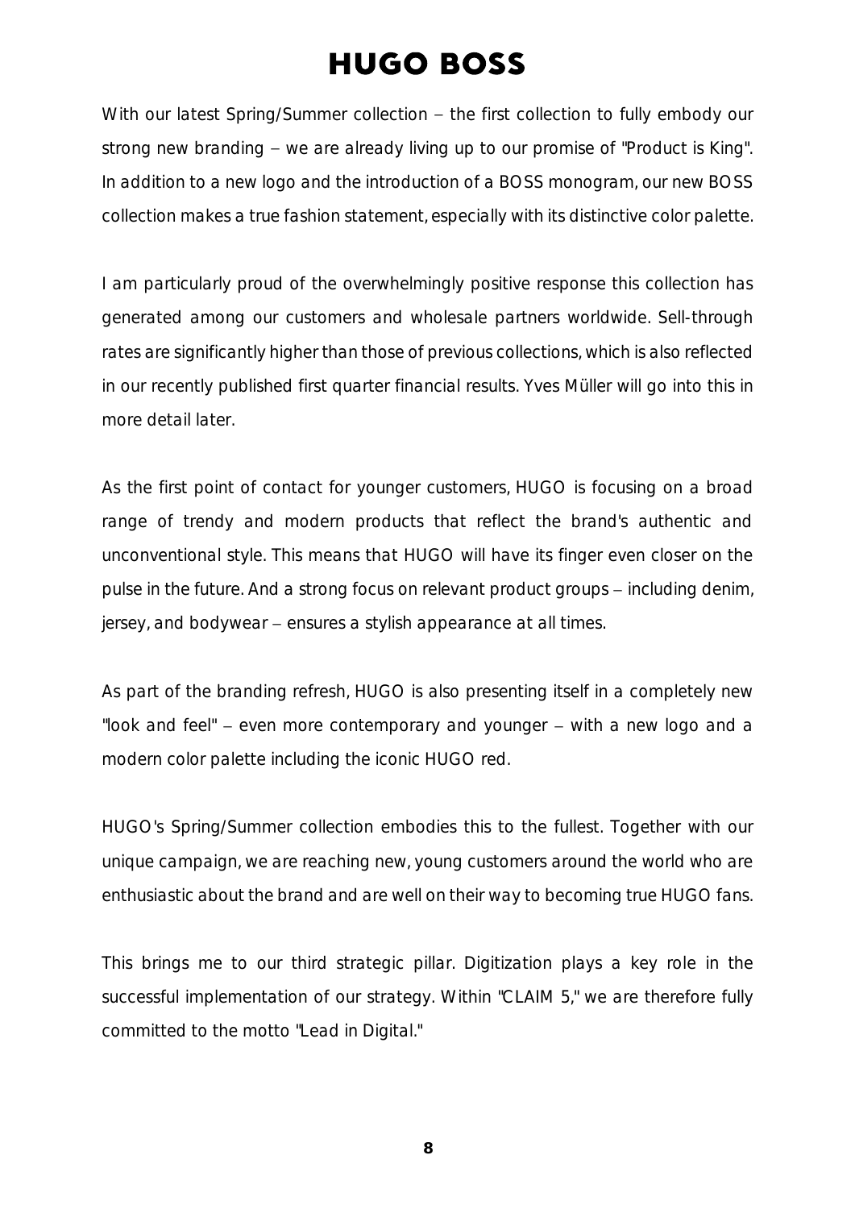With our latest Spring/Summer collection – the first collection to fully embody our strong new branding – we are already living up to our promise of "Product is King". In addition to a new logo and the introduction of a BOSS monogram, our new BOSS collection makes a true fashion statement, especially with its distinctive color palette.

I am particularly proud of the overwhelmingly positive response this collection has generated among our customers and wholesale partners worldwide. Sell-through rates are significantly higher than those of previous collections, which is also reflected in our recently published first quarter financial results. Yves Müller will go into this in more detail later.

As the first point of contact for younger customers, HUGO is focusing on a broad range of trendy and modern products that reflect the brand's authentic and unconventional style. This means that HUGO will have its finger even closer on the pulse in the future. And a strong focus on relevant product groups – including denim, jersey, and bodywear – ensures a stylish appearance at all times.

As part of the branding refresh, HUGO is also presenting itself in a completely new "look and feel" – even more contemporary and younger – with a new logo and a modern color palette including the iconic HUGO red.

HUGO's Spring/Summer collection embodies this to the fullest. Together with our unique campaign, we are reaching new, young customers around the world who are enthusiastic about the brand and are well on their way to becoming true HUGO fans.

This brings me to our third strategic pillar. Digitization plays a key role in the successful implementation of our strategy. Within "CLAIM 5," we are therefore fully committed to the motto "Lead in Digital."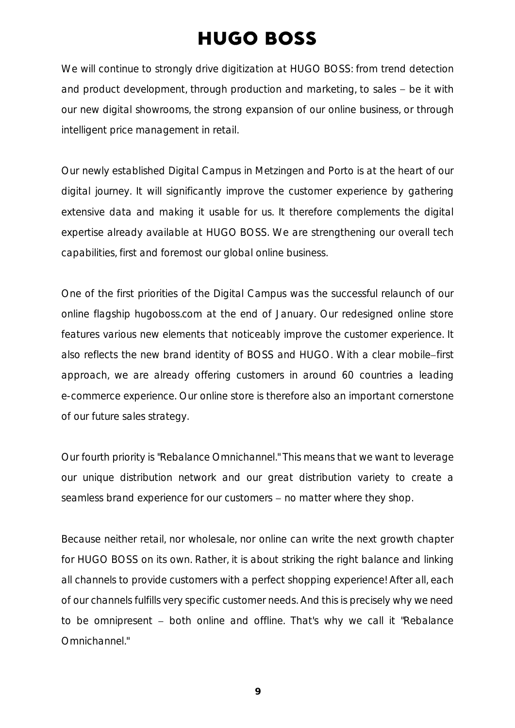We will continue to strongly drive digitization at HUGO BOSS: from trend detection and product development, through production and marketing, to sales – be it with our new digital showrooms, the strong expansion of our online business, or through intelligent price management in retail.

Our newly established Digital Campus in Metzingen and Porto is at the heart of our digital journey. It will significantly improve the customer experience by gathering extensive data and making it usable for us. It therefore complements the digital expertise already available at HUGO BOSS. We are strengthening our overall tech capabilities, first and foremost our global online business.

One of the first priorities of the Digital Campus was the successful relaunch of our online flagship hugoboss.com at the end of January. Our redesigned online store features various new elements that noticeably improve the customer experience. It also reflects the new brand identity of BOSS and HUGO. With a clear mobile–first approach, we are already offering customers in around 60 countries a leading e-commerce experience. Our online store is therefore also an important cornerstone of our future sales strategy.

Our fourth priority is "Rebalance Omnichannel." This means that we want to leverage our unique distribution network and our great distribution variety to create a seamless brand experience for our customers – no matter where they shop.

Because neither retail, nor wholesale, nor online can write the next growth chapter for HUGO BOSS on its own. Rather, it is about striking the right balance and linking all channels to provide customers with a perfect shopping experience! After all, each of our channels fulfills very specific customer needs. And this is precisely why we need to be omnipresent – both online and offline. That's why we call it "Rebalance Omnichannel."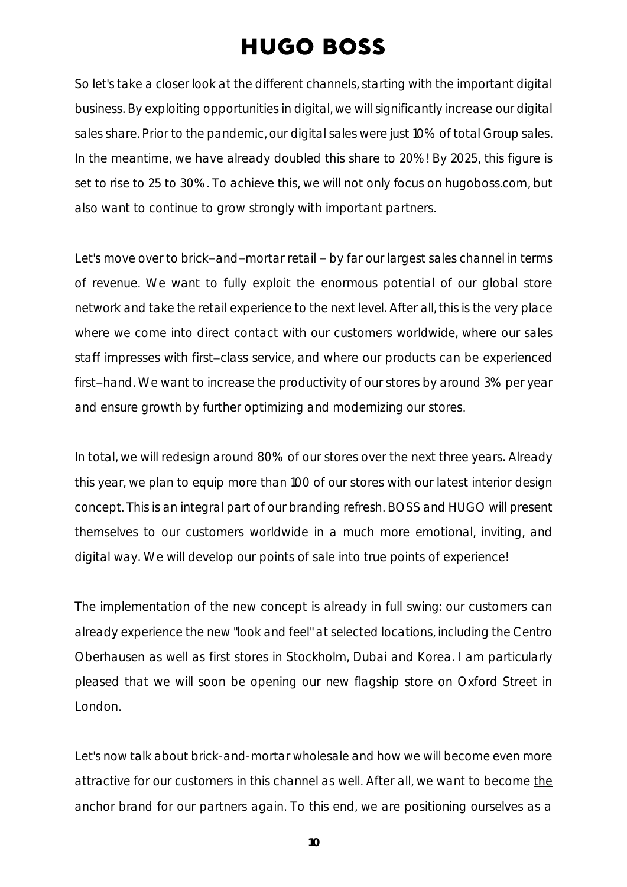So let's take a closer look at the different channels, starting with the important digital business. By exploiting opportunities in digital, we will significantly increase our digital sales share. Prior to the pandemic, our digital sales were just 10% of total Group sales. In the meantime, we have already doubled this share to 20%! By 2025, this figure is set to rise to 25 to 30%. To achieve this, we will not only focus on hugoboss.com, but also want to continue to grow strongly with important partners.

Let's move over to brick-and-mortar retail – by far our largest sales channel in terms of revenue. We want to fully exploit the enormous potential of our global store network and take the retail experience to the next level. After all, this is the very place where we come into direct contact with our customers worldwide, where our sales staff impresses with first-class service, and where our products can be experienced first-hand. We want to increase the productivity of our stores by around 3% per year and ensure growth by further optimizing and modernizing our stores.

In total, we will redesign around 80% of our stores over the next three years. Already this year, we plan to equip more than 100 of our stores with our latest interior design concept. This is an integral part of our branding refresh. BOSS and HUGO will present themselves to our customers worldwide in a much more emotional, inviting, and digital way. We will develop our points of sale into true points of experience!

The implementation of the new concept is already in full swing: our customers can already experience the new "look and feel" at selected locations, including the Centro Oberhausen as well as first stores in Stockholm, Dubai and Korea. I am particularly pleased that we will soon be opening our new flagship store on Oxford Street in London.

Let's now talk about brick-and-mortar wholesale and how we will become even more attractive for our customers in this channel as well. After all, we want to become <u>the</u> anchor brand for our partners again. To this end, we are positioning ourselves as a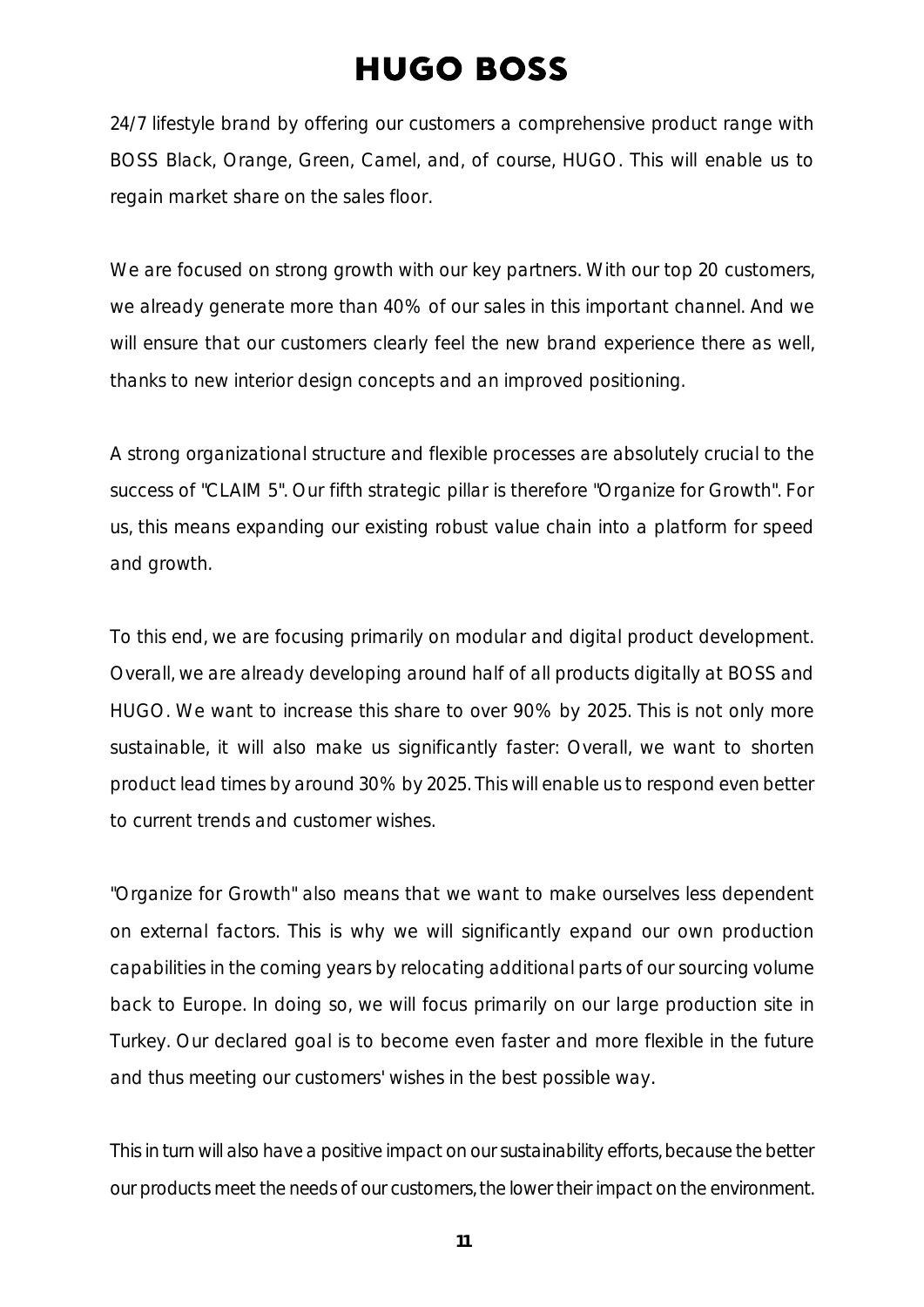24/7 lifestyle brand by offering our customers a comprehensive product range with BOSS Black, Orange, Green, Camel, and, of course, HUGO. This will enable us to regain market share on the sales floor.

We are focused on strong growth with our key partners. With our top 20 customers, we already generate more than 40% of our sales in this important channel. And we will ensure that our customers clearly feel the new brand experience there as well, thanks to new interior design concepts and an improved positioning.

A strong organizational structure and flexible processes are absolutely crucial to the success of "CLAIM 5". Our fifth strategic pillar is therefore "Organize for Growth". For us, this means expanding our existing robust value chain into a platform for speed and growth.

To this end, we are focusing primarily on modular and digital product development. Overall, we are already developing around half of all products digitally at BOSS and HUGO. We want to increase this share to over 90% by 2025. This is not only more sustainable, it will also make us significantly faster: Overall, we want to shorten product lead times by around 30% by 2025. This will enable us to respond even better to current trends and customer wishes.

"Organize for Growth" also means that we want to make ourselves less dependent on external factors. This is why we will significantly expand our own production capabilities in the coming years by relocating additional parts of our sourcing volume back to Europe. In doing so, we will focus primarily on our large production site in Turkey. Our declared goal is to become even faster and more flexible in the future and thus meeting our customers' wishes in the best possible way.

This in turn will also have a positive impact on our sustainability efforts, because the better our products meet the needs of our customers, the lower their impact on the environment.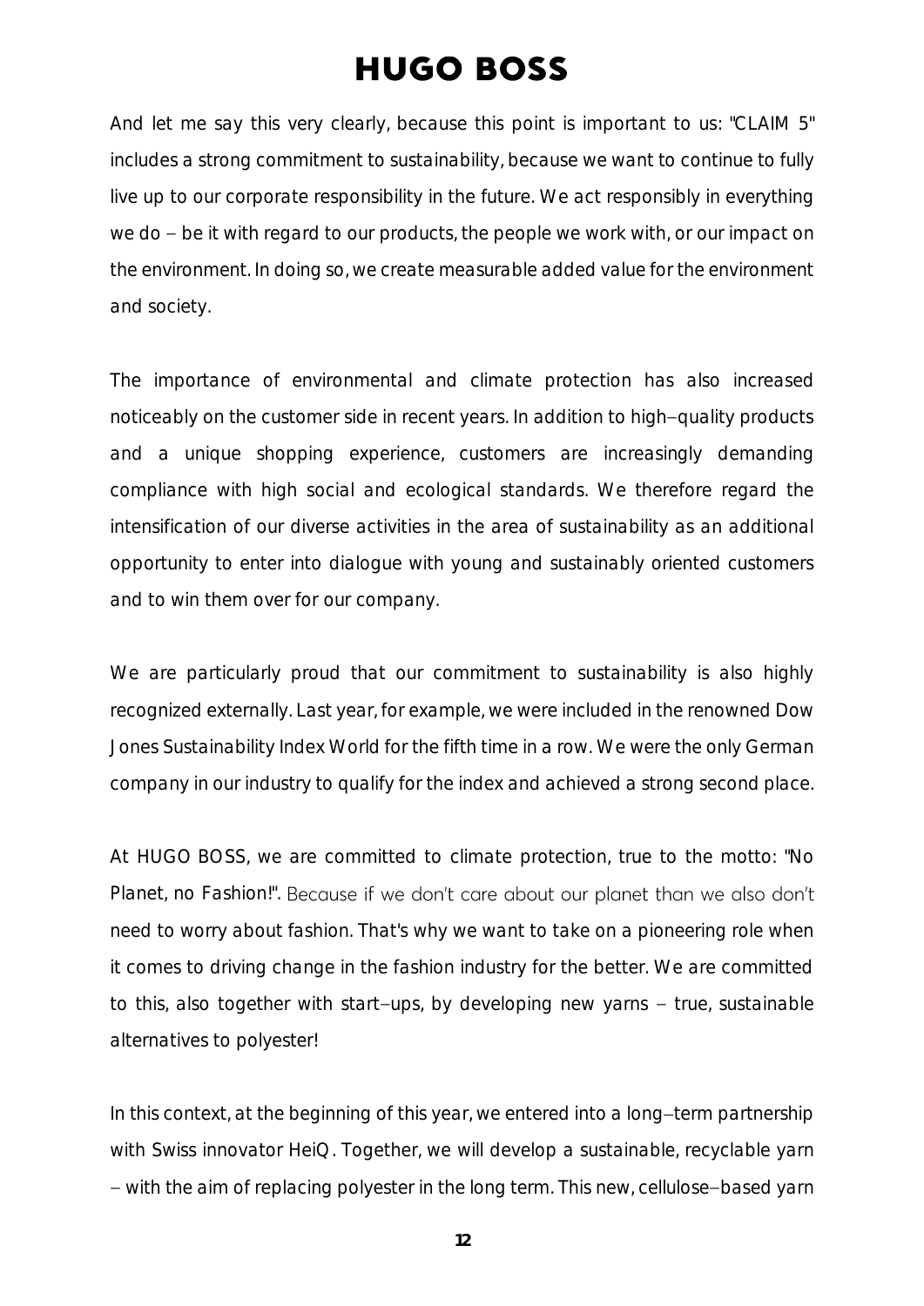And let me say this very clearly, because this point is important to us: "CLAIM 5" includes a strong commitment to sustainability, because we want to continue to fully live up to our corporate responsibility in the future. We act responsibly in everything we do – be it with regard to our products, the people we work with, or our impact on the environment. In doing so, we create measurable added value for the environment and society.

The importance of environmental and climate protection has also increased noticeably on the customer side in recent years. In addition to high-quality products and a unique shopping experience, customers are increasingly demanding compliance with high social and ecological standards. We therefore regard the intensification of our diverse activities in the area of sustainability as an additional opportunity to enter into dialogue with young and sustainably oriented customers and to win them over for our company.

We are particularly proud that our commitment to sustainability is also highly recognized externally. Last year, for example, we were included in the renowned Dow Jones Sustainability Index World for the fifth time in a row. We were the only German company in our industry to qualify for the index and achieved a strong second place.

At HUGO BOSS, we are committed to climate protection, true to the motto: "No Planet, no Fashion!". Because if we don't care about our planet than we also don't need to worry about fashion. That's why we want to take on a pioneering role when it comes to driving change in the fashion industry for the better. We are committed to this, also together with start-ups, by developing new yarns – true, sustainable alternatives to polyester!

In this context, at the beginning of this year, we entered into a long-term partnership with Swiss innovator HeiQ. Together, we will develop a sustainable, recyclable yarn – with the aim of replacing polyester in the long term. This new, cellulose-based yarn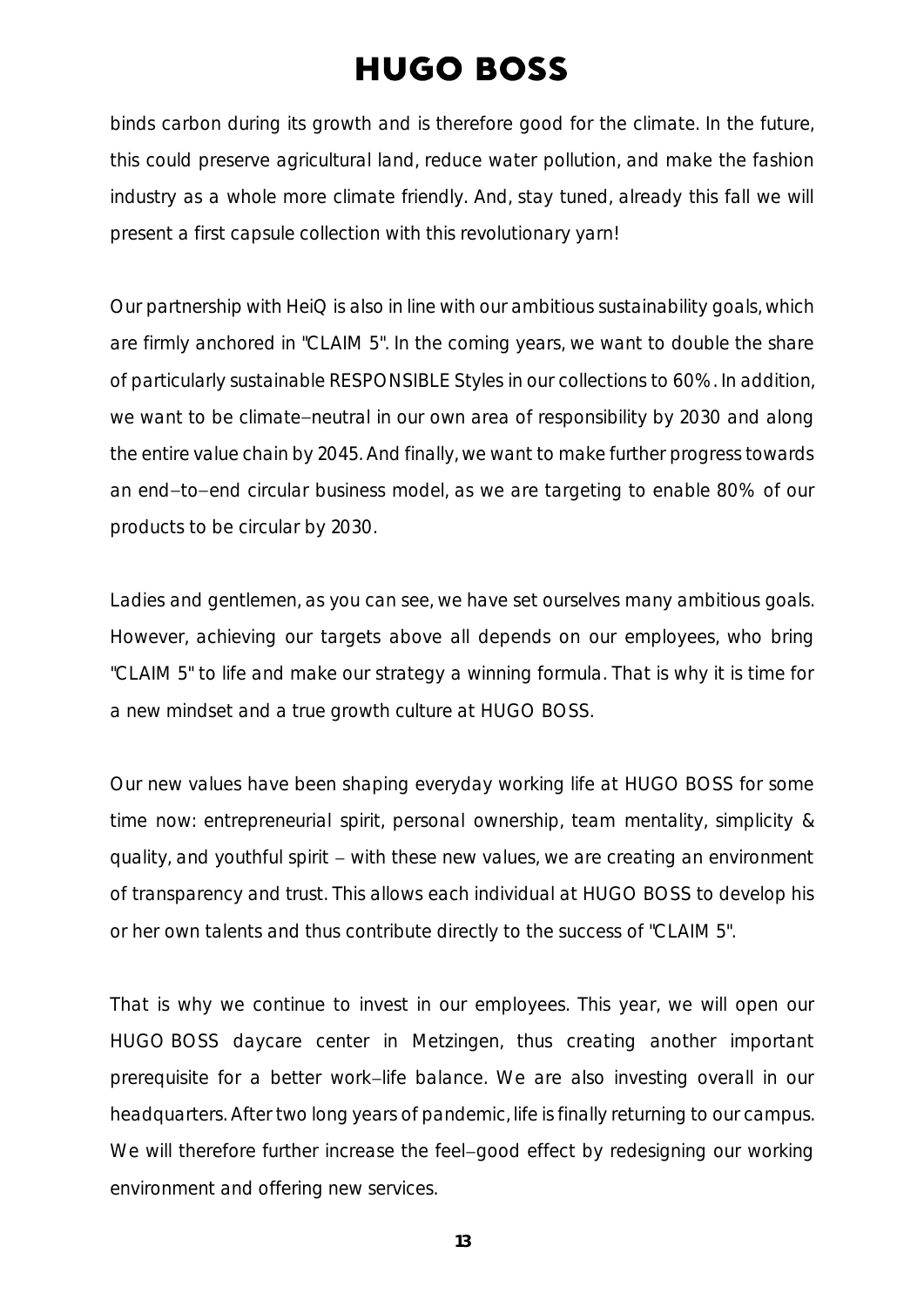binds carbon during its growth and is therefore good for the climate. In the future, this could preserve agricultural land, reduce water pollution, and make the fashion industry as a whole more climate friendly. And, stay tuned, already this fall we will present a first capsule collection with this revolutionary yarn!

Our partnership with HeiQ is also in line with our ambitious sustainability goals, which are firmly anchored in "CLAIM 5". In the coming years, we want to double the share of particularly sustainable RESPONSIBLE Styles in our collections to 60%. In addition, we want to be climate-neutral in our own area of responsibility by 2030 and along the entire value chain by 2045. And finally, we want to make further progress towards an end-to-end circular business model, as we are targeting to enable 80% of our products to be circular by 2030.

Ladies and gentlemen, as you can see, we have set ourselves many ambitious goals. However, achieving our targets above all depends on our employees, who bring "CLAIM 5" to life and make our strategy a winning formula. That is why it is time for a new mindset and a true growth culture at HUGO BOSS.

Our new values have been shaping everyday working life at HUGO BOSS for some time now: entrepreneurial spirit, personal ownership, team mentality, simplicity & quality, and youthful spirit – with these new values, we are creating an environment of transparency and trust. This allows each individual at HUGO BOSS to develop his or her own talents and thus contribute directly to the success of "CLAIM 5".

That is why we continue to invest in our employees. This year, we will open our HUGO BOSS daycare center in Metzingen, thus creating another important prerequisite for a better work-life balance. We are also investing overall in our headquarters. After two long years of pandemic, life is finally returning to our campus. We will therefore further increase the feel-good effect by redesigning our working environment and offering new services.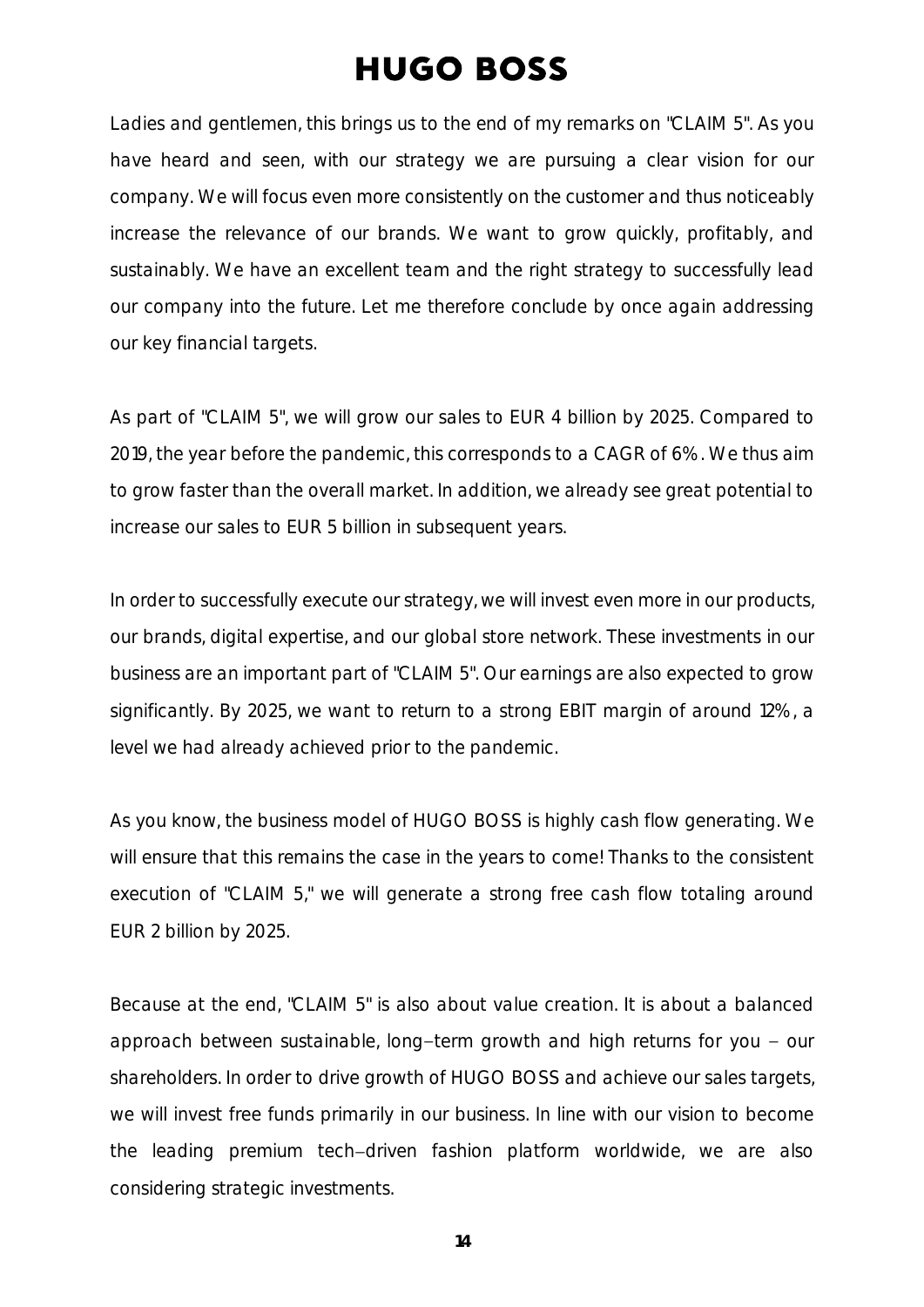Ladies and gentlemen, this brings us to the end of my remarks on "CLAIM 5". As you have heard and seen, with our strategy we are pursuing a clear vision for our company. We will focus even more consistently on the customer and thus noticeably increase the relevance of our brands. We want to grow quickly, profitably, and sustainably. We have an excellent team and the right strategy to successfully lead our company into the future. Let me therefore conclude by once again addressing our key financial targets.

As part of "CLAIM 5", we will grow our sales to EUR 4 billion by 2025. Compared to 2019, the year before the pandemic, this corresponds to a CAGR of 6%. We thus aim to grow faster than the overall market. In addition, we already see great potential to increase our sales to EUR 5 billion in subsequent years.

In order to successfully execute our strategy, we will invest even more in our products, our brands, digital expertise, and our global store network. These investments in our business are an important part of "CLAIM 5". Our earnings are also expected to grow significantly. By 2025, we want to return to a strong EBIT margin of around 12%, a level we had already achieved prior to the pandemic.

As you know, the business model of HUGO BOSS is highly cash flow generating. We will ensure that this remains the case in the years to come! Thanks to the consistent execution of "CLAIM 5," we will generate a strong free cash flow totaling around EUR 2 billion by 2025.

Because at the end, "CLAIM 5" is also about value creation. It is about a balanced approach between sustainable, long-term growth and high returns for you – our shareholders. In order to drive growth of HUGO BOSS and achieve our sales targets, we will invest free funds primarily in our business. In line with our vision to become the leading premium tech-driven fashion platform worldwide, we are also considering strategic investments.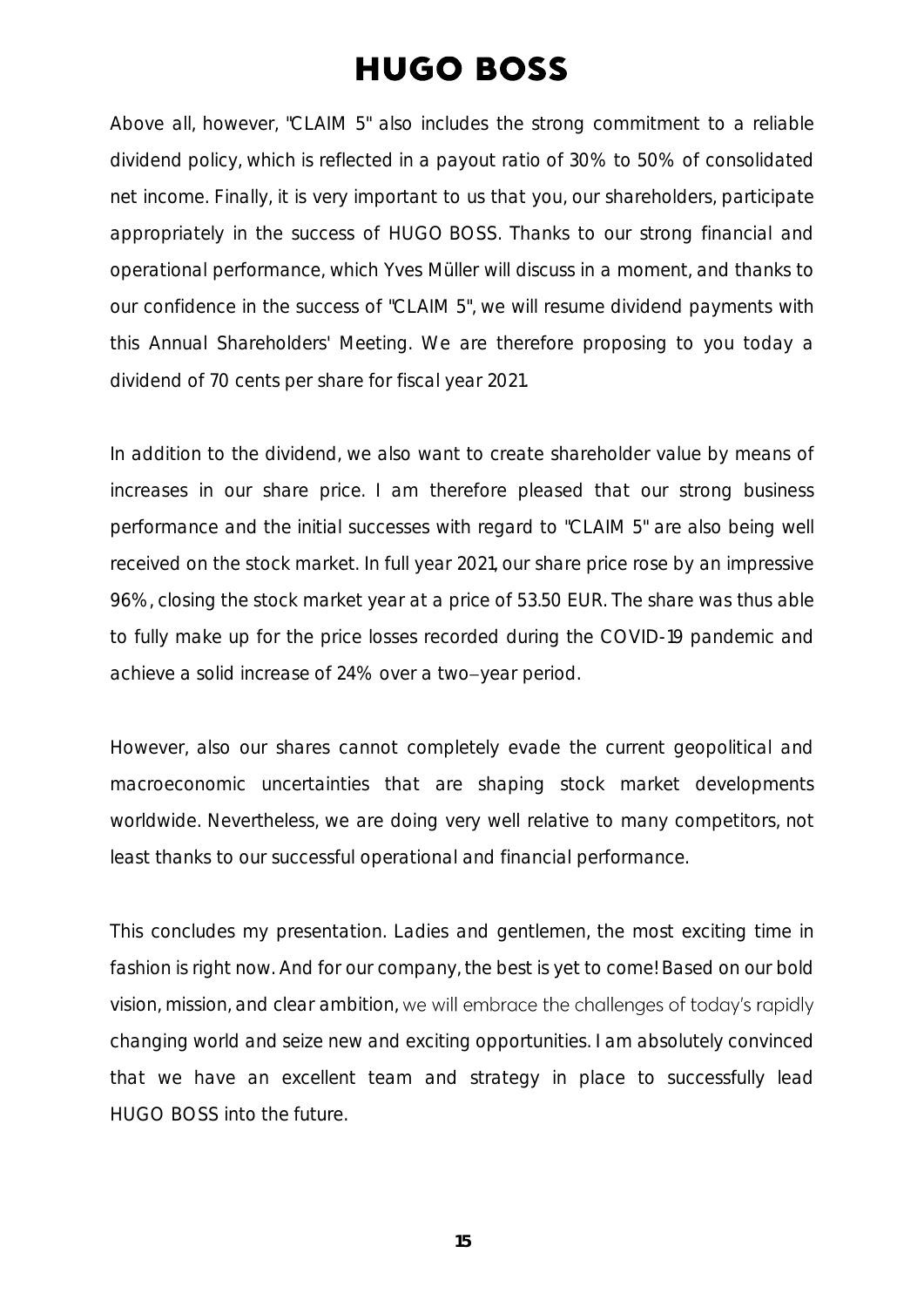Above all, however, "CLAIM 5" also includes the strong commitment to a reliable dividend policy, which is reflected in a payout ratio of 30% to 50% of consolidated net income. Finally, it is very important to us that you, our shareholders, participate appropriately in the success of HUGO BOSS. Thanks to our strong financial and operational performance, which Yves Müller will discuss in a moment, and thanks to our confidence in the success of "CLAIM 5", we will resume dividend payments with this Annual Shareholders' Meeting. We are therefore proposing to you today a dividend of 70 cents per share for fiscal year 2021.

In addition to the dividend, we also want to create shareholder value by means of increases in our share price. I am therefore pleased that our strong business performance and the initial successes with regard to "CLAIM 5" are also being well received on the stock market. In full year 2021, our share price rose by an impressive 96%, closing the stock market year at a price of 53.50 EUR. The share was thus able to fully make up for the price losses recorded during the COVID-19 pandemic and achieve a solid increase of 24% over a two–year period.

However, also our shares cannot completely evade the current geopolitical and macroeconomic uncertainties that are shaping stock market developments worldwide. Nevertheless, we are doing very well relative to many competitors, not least thanks to our successful operational and financial performance.

This concludes my presentation. Ladies and gentlemen, the most exciting time in fashion is right now. And for our company, the best is yet to come! Based on our bold vision, mission, and clear ambition, we will embrace the challenges of today's rapidly changing world and seize new and exciting opportunities. I am absolutely convinced that we have an excellent team and strategy in place to successfully lead HUGO BOSS into the future.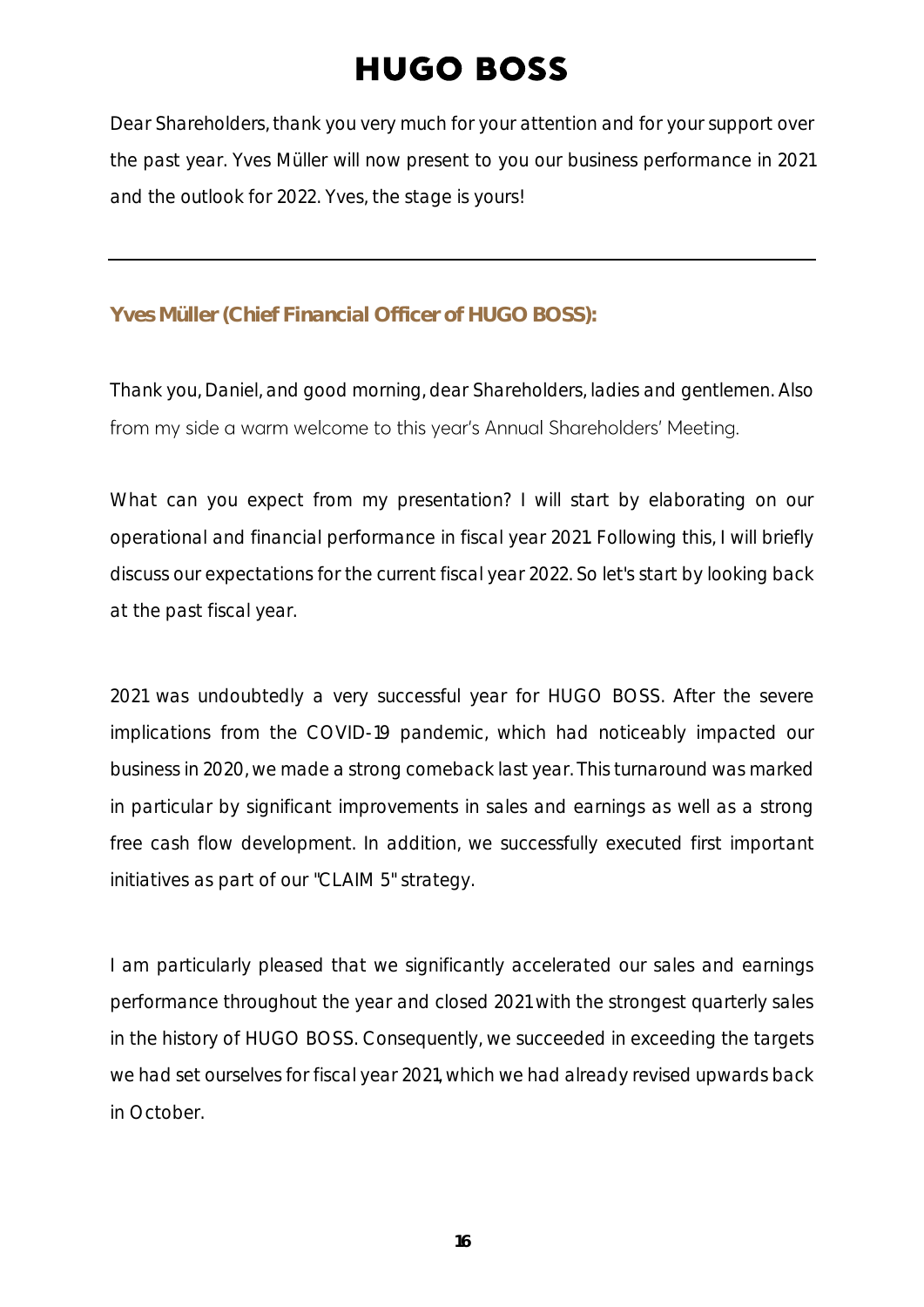Dear Shareholders, thank you very much for your attention and for your support over the past year. Yves Müller will now present to you our business performance in 2021 and the outlook for 2022. Yves, the stage is yours!

---

**Yves Müller (Chief Financial Officer of HUGO BOSS):**

Thank you, Daniel, and good morning, dear Shareholders, ladies and gentlemen. Also from my side a warm welcome to this year's Annual Shareholders' Meeting.

What can you expect from my presentation? I will start by elaborating on our operational and financial performance in fiscal year 2021. Following this, I will briefly discuss our expectations for the current fiscal year 2022. So let's start by looking back at the past fiscal year.

2021 was undoubtedly a very successful year for HUGO BOSS. After the severe implications from the COVID-19 pandemic, which had noticeably impacted our business in 2020, we made a strong comeback last year. This turnaround was marked in particular by significant improvements in sales and earnings as well as a strong free cash flow development. In addition, we successfully executed first important initiatives as part of our "CLAIM 5" strategy.

I am particularly pleased that we significantly accelerated our sales and earnings performance throughout the year and closed 2021 with the strongest quarterly sales in the history of HUGO BOSS. Consequently, we succeeded in exceeding the targets we had set ourselves for fiscal year 2021, which we had already revised upwards back in October.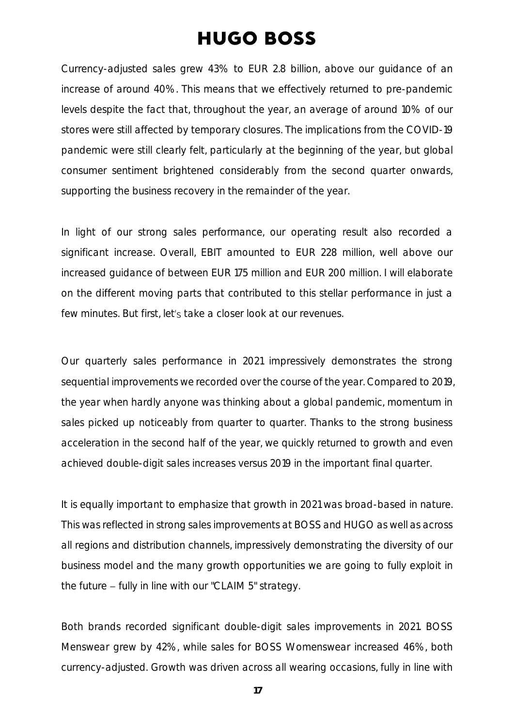Currency-adjusted sales grew 43% to EUR 2.8 billion, above our guidance of an increase of around 40%. This means that we effectively returned to pre-pandemic levels despite the fact that, throughout the year, an average of around 10% of our stores were still affected by temporary closures. The implications from the COVID-19 pandemic were still clearly felt, particularly at the beginning of the year, but global consumer sentiment brightened considerably from the second quarter onwards, supporting the business recovery in the remainder of the year.

In light of our strong sales performance, our operating result also recorded a significant increase. Overall, EBIT amounted to EUR 228 million, well above our increased guidance of between EUR 175 million and EUR 200 million. I will elaborate on the different moving parts that contributed to this stellar performance in just a few minutes. But first, let's take a closer look at our revenues.

Our quarterly sales performance in 2021 impressively demonstrates the strong sequential improvements we recorded over the course of the year. Compared to 2019, the year when hardly anyone was thinking about a global pandemic, momentum in sales picked up noticeably from quarter to quarter. Thanks to the strong business acceleration in the second half of the year, we quickly returned to growth and even achieved double-digit sales increases versus 2019 in the important final quarter.

It is equally important to emphasize that growth in 2021 was broad-based in nature. This was reflected in strong sales improvements at BOSS and HUGO as well as across all regions and distribution channels, impressively demonstrating the diversity of our business model and the many growth opportunities we are going to fully exploit in the future – fully in line with our "CLAIM 5" strategy.

Both brands recorded significant double-digit sales improvements in 2021. BOSS Menswear grew by 42%, while sales for BOSS Womenswear increased 46%, both currency-adjusted. Growth was driven across all wearing occasions, fully in line with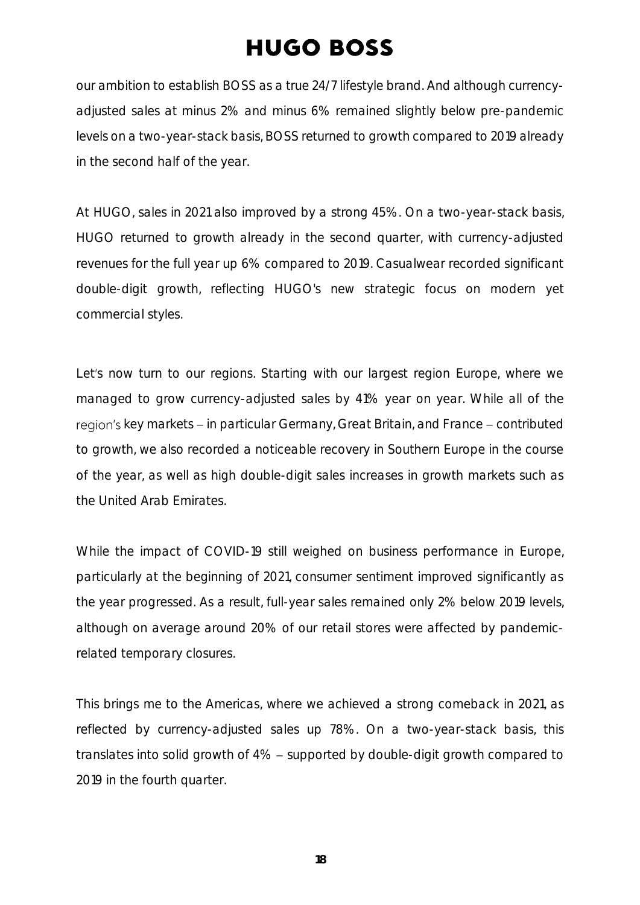our ambition to establish BOSS as a true 24/7 lifestyle brand. And although currency-adjusted sales at minus 2% and minus 6% remained slightly below pre-pandemic levels on a two-year-stack basis, BOSS returned to growth compared to 2019 already in the second half of the year.

At HUGO, sales in 2021 also improved by a strong 45%. On a two-year-stack basis, HUGO returned to growth already in the second quarter, with currency-adjusted revenues for the full year up 6% compared to 2019. Casualwear recorded significant double-digit growth, reflecting HUGO's new strategic focus on modern yet commercial styles.

Let's now turn to our regions. Starting with our largest region Europe, where we managed to grow currency-adjusted sales by 41% year on year. While all of the region's key markets – in particular Germany, Great Britain, and France – contributed to growth, we also recorded a noticeable recovery in Southern Europe in the course of the year, as well as high double-digit sales increases in growth markets such as the United Arab Emirates.

While the impact of COVID-19 still weighed on business performance in Europe, particularly at the beginning of 2021, consumer sentiment improved significantly as the year progressed. As a result, full-year sales remained only 2% below 2019 levels, although on average around 20% of our retail stores were affected by pandemic-related temporary closures.

This brings me to the Americas, where we achieved a strong comeback in 2021, as reflected by currency-adjusted sales up 78%. On a two-year-stack basis, this translates into solid growth of 4% – supported by double-digit growth compared to 2019 in the fourth quarter.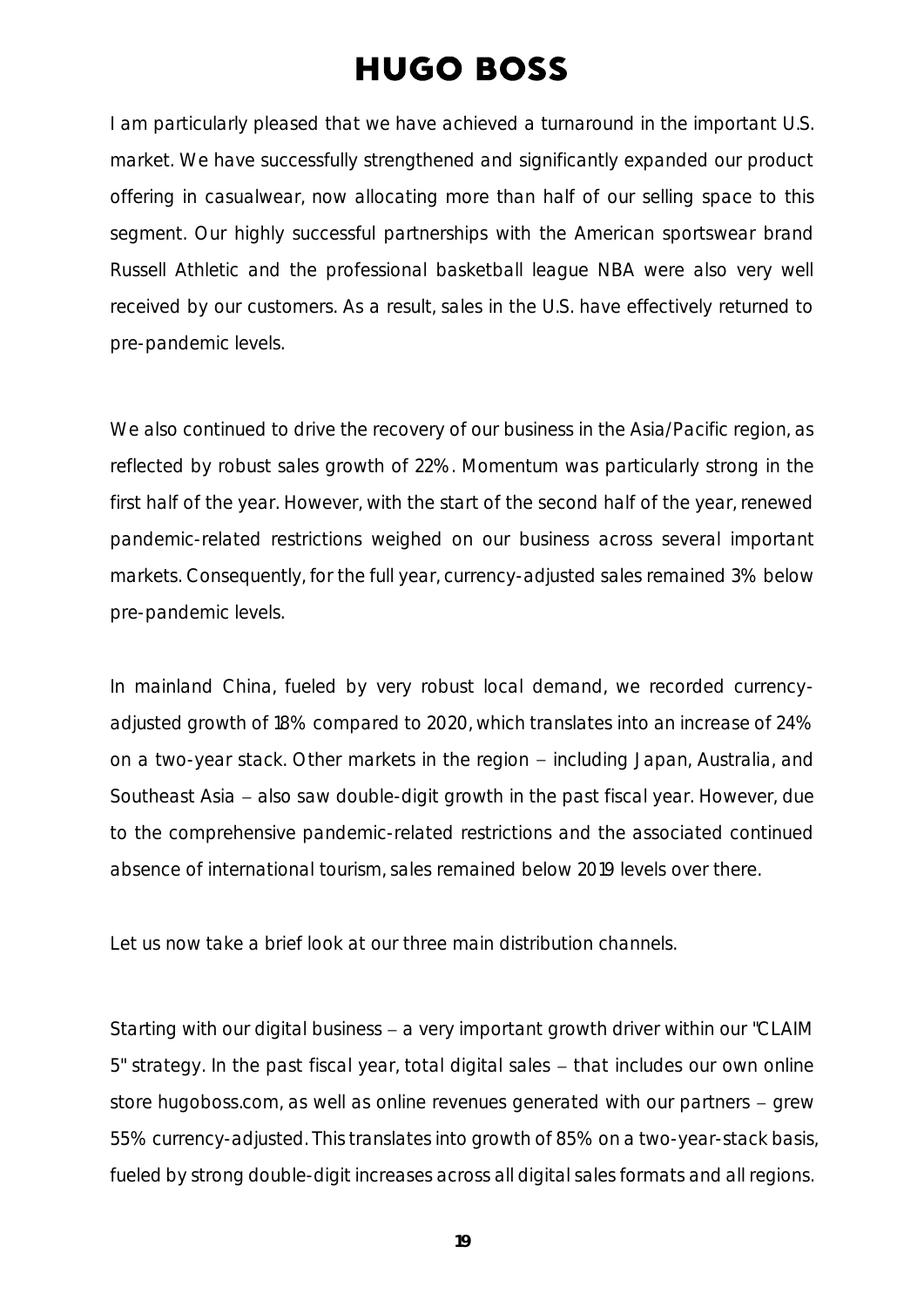I am particularly pleased that we have achieved a turnaround in the important U.S. market. We have successfully strengthened and significantly expanded our product offering in casualwear, now allocating more than half of our selling space to this segment. Our highly successful partnerships with the American sportswear brand Russell Athletic and the professional basketball league NBA were also very well received by our customers. As a result, sales in the U.S. have effectively returned to pre-pandemic levels.

We also continued to drive the recovery of our business in the Asia/Pacific region, as reflected by robust sales growth of 22%. Momentum was particularly strong in the first half of the year. However, with the start of the second half of the year, renewed pandemic-related restrictions weighed on our business across several important markets. Consequently, for the full year, currency-adjusted sales remained 3% below pre-pandemic levels.

In mainland China, fueled by very robust local demand, we recorded currency-adjusted growth of 18% compared to 2020, which translates into an increase of 24% on a two-year stack. Other markets in the region – including Japan, Australia, and Southeast Asia – also saw double-digit growth in the past fiscal year. However, due to the comprehensive pandemic-related restrictions and the associated continued absence of international tourism, sales remained below 2019 levels over there.

Let us now take a brief look at our three main distribution channels.

Starting with our digital business – a very important growth driver within our "CLAIM 5" strategy. In the past fiscal year, total digital sales – that includes our own online store hugoboss.com, as well as online revenues generated with our partners – grew 55% currency-adjusted. This translates into growth of 85% on a two-year-stack basis, fueled by strong double-digit increases across all digital sales formats and all regions.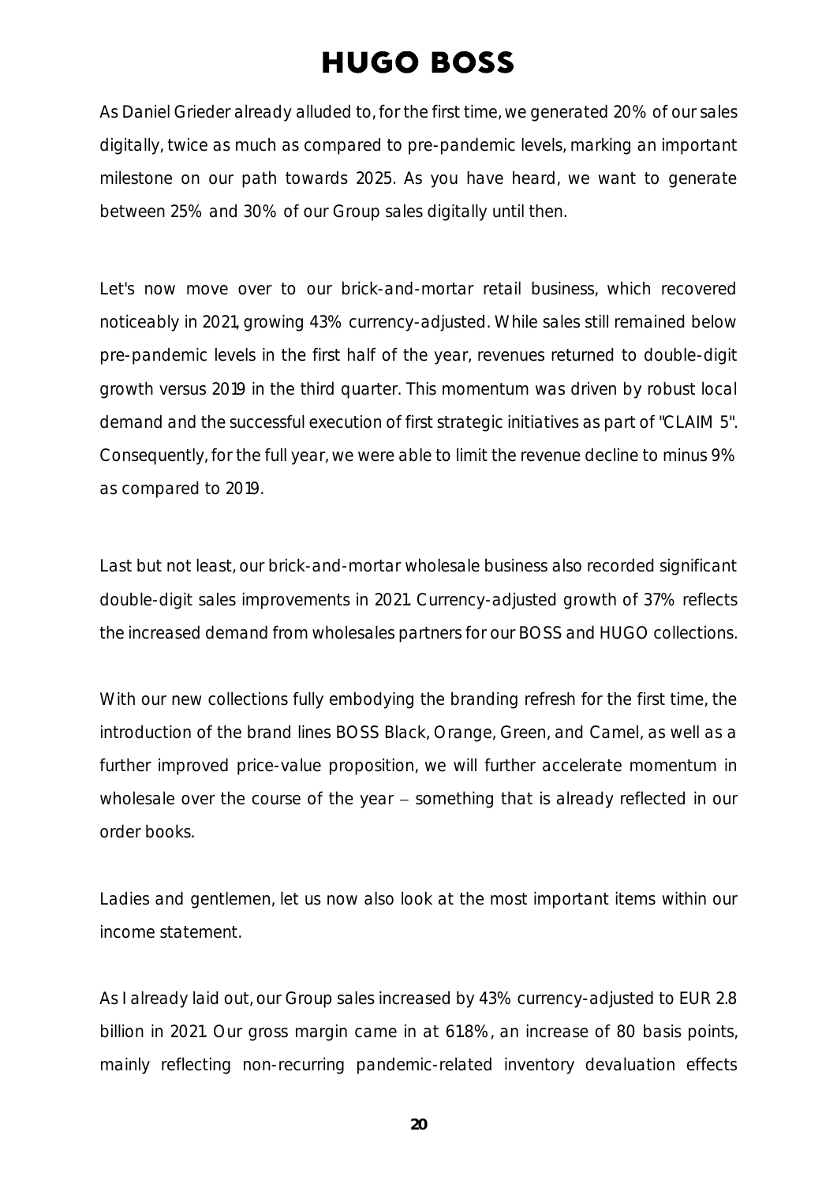As Daniel Grieder already alluded to, for the first time, we generated 20% of our sales digitally, twice as much as compared to pre-pandemic levels, marking an important milestone on our path towards 2025. As you have heard, we want to generate between 25% and 30% of our Group sales digitally until then.

Let's now move over to our brick-and-mortar retail business, which recovered noticeably in 2021, growing 43% currency-adjusted. While sales still remained below pre-pandemic levels in the first half of the year, revenues returned to double-digit growth versus 2019 in the third quarter. This momentum was driven by robust local demand and the successful execution of first strategic initiatives as part of "CLAIM 5". Consequently, for the full year, we were able to limit the revenue decline to minus 9% as compared to 2019.

Last but not least, our brick-and-mortar wholesale business also recorded significant double-digit sales improvements in 2021. Currency-adjusted growth of 37% reflects the increased demand from wholesales partners for our BOSS and HUGO collections.

With our new collections fully embodying the branding refresh for the first time, the introduction of the brand lines BOSS Black, Orange, Green, and Camel, as well as a further improved price-value proposition, we will further accelerate momentum in wholesale over the course of the year – something that is already reflected in our order books.

Ladies and gentlemen, let us now also look at the most important items within our income statement.

As I already laid out, our Group sales increased by 43% currency-adjusted to EUR 2.8 billion in 2021. Our gross margin came in at 61.8%, an increase of 80 basis points, mainly reflecting non-recurring pandemic-related inventory devaluation effects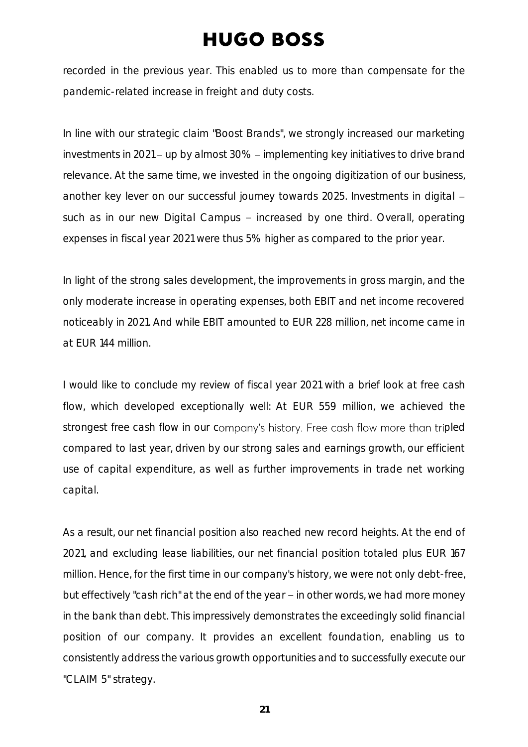recorded in the previous year. This enabled us to more than compensate for the pandemic-related increase in freight and duty costs.

In line with our strategic claim "Boost Brands", we strongly increased our marketing investments in 2021 – up by almost 30% – implementing key initiatives to drive brand relevance. At the same time, we invested in the ongoing digitization of our business, another key lever on our successful journey towards 2025. Investments in digital – such as in our new Digital Campus – increased by one third. Overall, operating expenses in fiscal year 2021 were thus 5% higher as compared to the prior year.

In light of the strong sales development, the improvements in gross margin, and the only moderate increase in operating expenses, both EBIT and net income recovered noticeably in 2021. And while EBIT amounted to EUR 228 million, net income came in at EUR 144 million.

I would like to conclude my review of fiscal year 2021 with a brief look at free cash flow, which developed exceptionally well: At EUR 559 million, we achieved the strongest free cash flow in our company's history. Free cash flow more than tripled compared to last year, driven by our strong sales and earnings growth, our efficient use of capital expenditure, as well as further improvements in trade net working capital.

As a result, our net financial position also reached new record heights. At the end of 2021, and excluding lease liabilities, our net financial position totaled plus EUR 167 million. Hence, for the first time in our company's history, we were not only debt-free, but effectively "cash rich" at the end of the year – in other words, we had more money in the bank than debt. This impressively demonstrates the exceedingly solid financial position of our company. It provides an excellent foundation, enabling us to consistently address the various growth opportunities and to successfully execute our "CLAIM 5" strategy.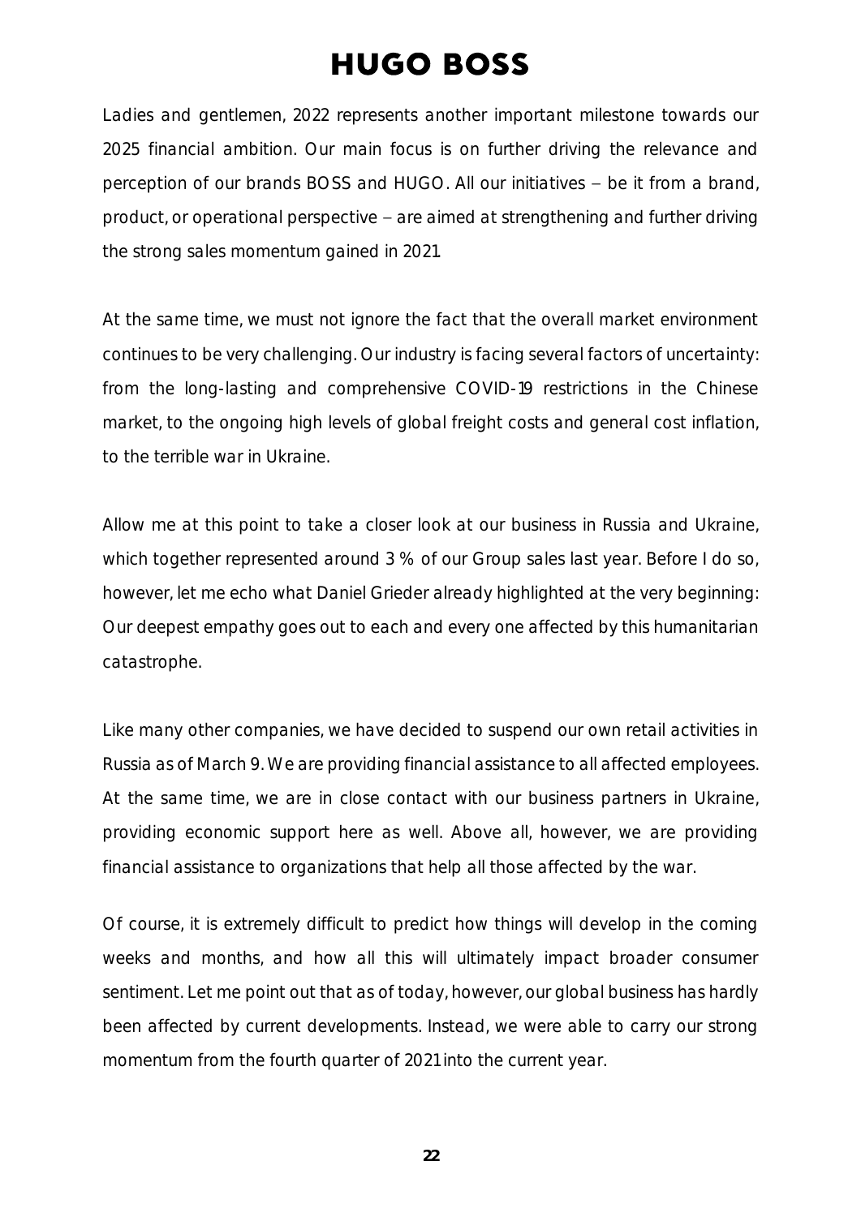Ladies and gentlemen, 2022 represents another important milestone towards our 2025 financial ambition. Our main focus is on further driving the relevance and perception of our brands BOSS and HUGO. All our initiatives – be it from a brand, product, or operational perspective – are aimed at strengthening and further driving the strong sales momentum gained in 2021.

At the same time, we must not ignore the fact that the overall market environment continues to be very challenging. Our industry is facing several factors of uncertainty: from the long-lasting and comprehensive COVID-19 restrictions in the Chinese market, to the ongoing high levels of global freight costs and general cost inflation, to the terrible war in Ukraine.

Allow me at this point to take a closer look at our business in Russia and Ukraine, which together represented around 3 % of our Group sales last year. Before I do so, however, let me echo what Daniel Grieder already highlighted at the very beginning: Our deepest empathy goes out to each and every one affected by this humanitarian catastrophe.

Like many other companies, we have decided to suspend our own retail activities in Russia as of March 9. We are providing financial assistance to all affected employees. At the same time, we are in close contact with our business partners in Ukraine, providing economic support here as well. Above all, however, we are providing financial assistance to organizations that help all those affected by the war.

Of course, it is extremely difficult to predict how things will develop in the coming weeks and months, and how all this will ultimately impact broader consumer sentiment. Let me point out that as of today, however, our global business has hardly been affected by current developments. Instead, we were able to carry our strong momentum from the fourth quarter of 2021 into the current year.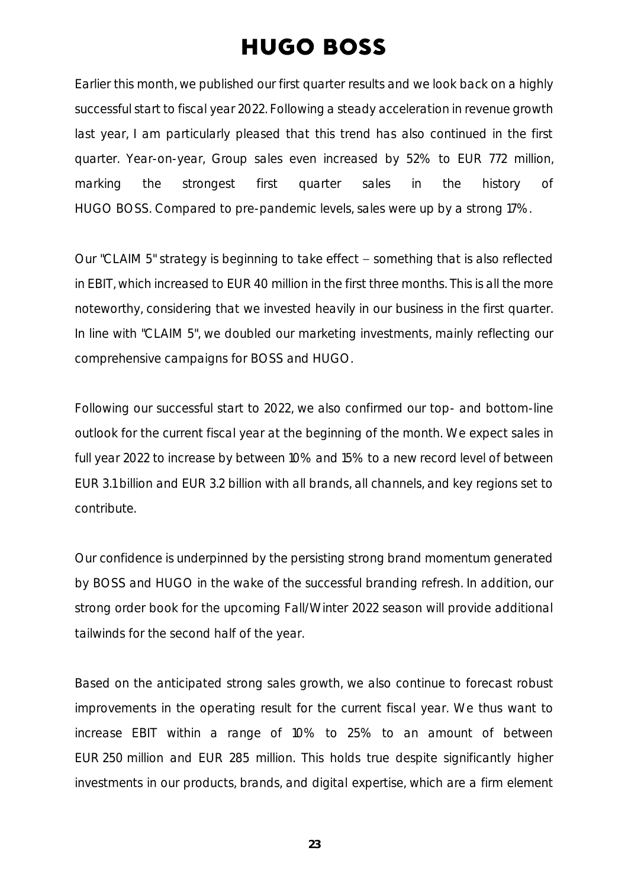Earlier this month, we published our first quarter results and we look back on a highly successful start to fiscal year 2022. Following a steady acceleration in revenue growth last year, I am particularly pleased that this trend has also continued in the first quarter. Year-on-year, Group sales even increased by 52% to EUR 772 million, marking the strongest first quarter sales in the history of HUGO BOSS. Compared to pre-pandemic levels, sales were up by a strong 17%.

Our "CLAIM 5" strategy is beginning to take effect – something that is also reflected in EBIT, which increased to EUR 40 million in the first three months. This is all the more noteworthy, considering that we invested heavily in our business in the first quarter. In line with "CLAIM 5", we doubled our marketing investments, mainly reflecting our comprehensive campaigns for BOSS and HUGO.

Following our successful start to 2022, we also confirmed our top- and bottom-line outlook for the current fiscal year at the beginning of the month. We expect sales in full year 2022 to increase by between 10% and 15% to a new record level of between EUR 3.1 billion and EUR 3.2 billion with all brands, all channels, and key regions set to contribute.

Our confidence is underpinned by the persisting strong brand momentum generated by BOSS and HUGO in the wake of the successful branding refresh. In addition, our strong order book for the upcoming Fall/Winter 2022 season will provide additional tailwinds for the second half of the year.

Based on the anticipated strong sales growth, we also continue to forecast robust improvements in the operating result for the current fiscal year. We thus want to increase EBIT within a range of 10% to 25% to an amount of between EUR 250 million and EUR 285 million. This holds true despite significantly higher investments in our products, brands, and digital expertise, which are a firm element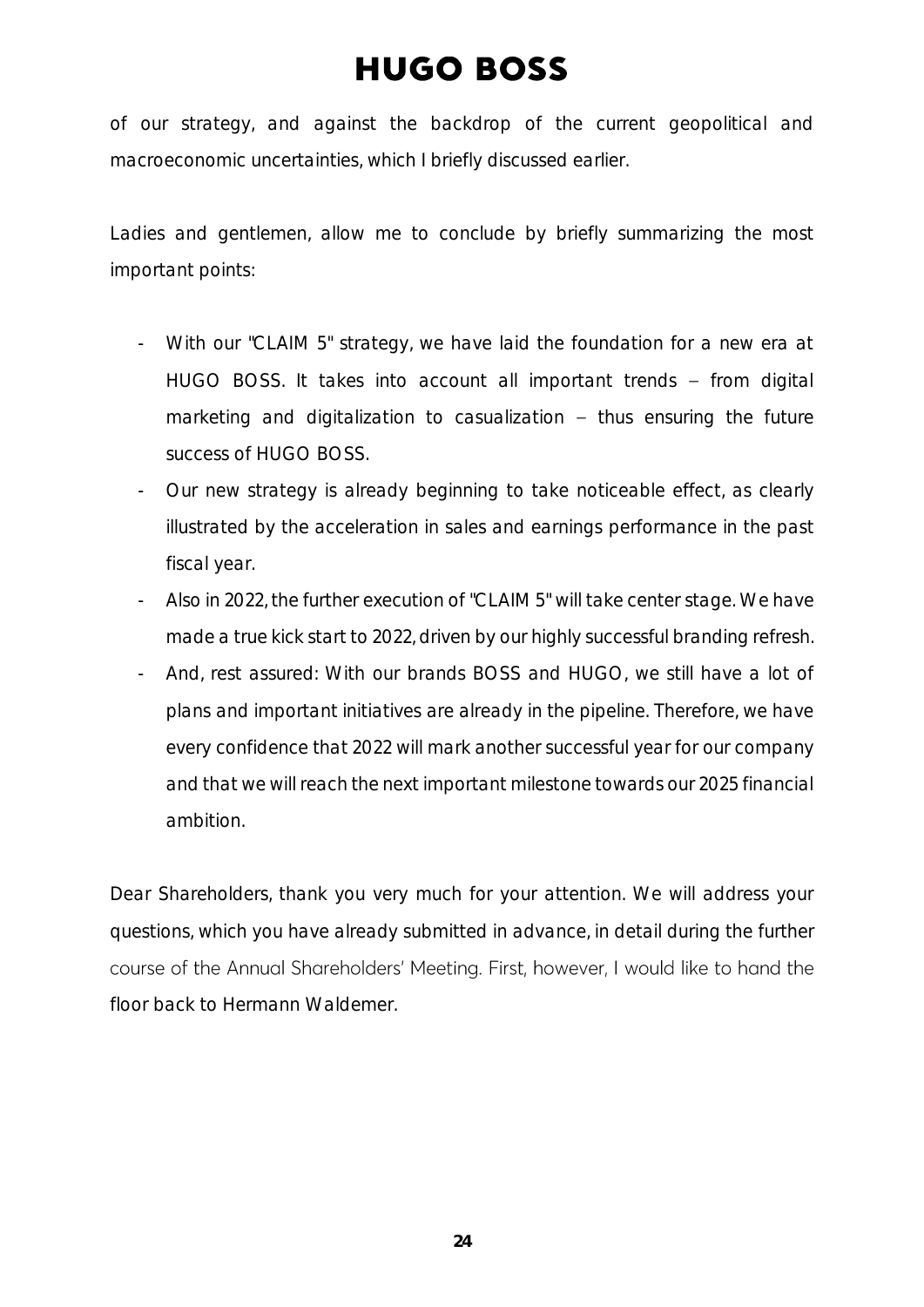of our strategy, and against the backdrop of the current geopolitical and macroeconomic uncertainties, which I briefly discussed earlier.

Ladies and gentlemen, allow me to conclude by briefly summarizing the most important points:

- With our "CLAIM 5" strategy, we have laid the foundation for a new era at HUGO BOSS. It takes into account all important trends – from digital marketing and digitalization to casualization – thus ensuring the future success of HUGO BOSS.
- Our new strategy is already beginning to take noticeable effect, as clearly illustrated by the acceleration in sales and earnings performance in the past fiscal year.
- Also in 2022, the further execution of "CLAIM 5" will take center stage. We have made a true kick start to 2022, driven by our highly successful branding refresh.
- And, rest assured: With our brands BOSS and HUGO, we still have a lot of plans and important initiatives are already in the pipeline. Therefore, we have every confidence that 2022 will mark another successful year for our company and that we will reach the next important milestone towards our 2025 financial ambition.

Dear Shareholders, thank you very much for your attention. We will address your questions, which you have already submitted in advance, in detail during the further course of the Annual Shareholders' Meeting. First, however, I would like to hand the floor back to Hermann Waldemer.